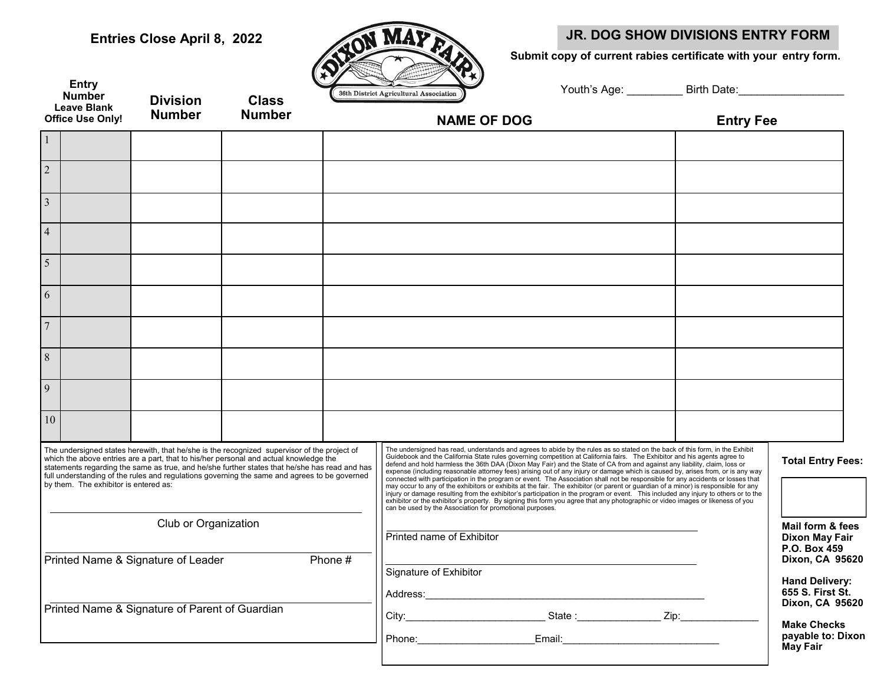**Entries Close April 8, 2022**

DIXON MAY FAIR
36th District Agricultural Association

## JR. DOG SHOW DIVISIONS ENTRY FORM

**Submit copy of current rabies certificate with your entry form.**

Youth's Age: _________ Birth Date:_________________

| | Entry Number Leave Blank Office Use Only! | Division Number | Class Number | NAME OF DOG | Entry Fee |
|---|---|---|---|---|---|
| 1 | | | | | |
| 2 | | | | | |
| 3 | | | | | |
| 4 | | | | | |
| 5 | | | | | |
| 6 | | | | | |
| 7 | | | | | |
| 8 | | | | | |
| 9 | | | | | |
| 10 | | | | | |

The undersigned states herewith, that he/she is the recognized supervisor of the project of which the above entries are a part, that to his/her personal and actual knowledge the statements regarding the same as true, and he/she further states that he/she has read and has full understanding of the rules and regulations governing the same and agrees to be governed by them. The exhibitor is entered as:

_______________________________________________
Club or Organization

_______________________________________________
Printed Name & Signature of Leader Phone #

_______________________________________________
Printed Name & Signature of Parent of Guardian

The undersigned has read, understands and agrees to abide by the rules as so stated on the back of this form, in the Exhibit Guidebook and the California State rules governing competition at California fairs. The Exhibitor and his agents agree to defend and hold harmless the 36th DAA (Dixon May Fair) and the State of CA from and against any liability, claim, loss or expense (including reasonable attorney fees) arising out of any injury or damage which is caused by, arises from, or is any way connected with participation in the program or event. The Association shall not be responsible for any accidents or losses that may occur to any of the exhibitors or exhibits at the fair. The exhibitor (or parent or guardian of a minor) is responsible for any injury or damage resulting from the exhibitor's participation in the program or event. This included any injury to others or to the exhibitor or the exhibitor's property. By signing this form you agree that any photographic or video images or likeness of you can be used by the Association for promotional purposes.

_______________________________________________
Printed name of Exhibitor

_______________________________________________
Signature of Exhibitor

Address:_______________________________________________

City:_________________________ State :_______________ Zip:______________

Phone:_____________________Email:_____________________________

**Total Entry Fees:**

**Mail form & fees**
**Dixon May Fair**
**P.O. Box 459**
**Dixon, CA 95620**

**Hand Delivery:**
**655 S. First St.**
**Dixon, CA 95620**

**Make Checks payable to: Dixon May Fair**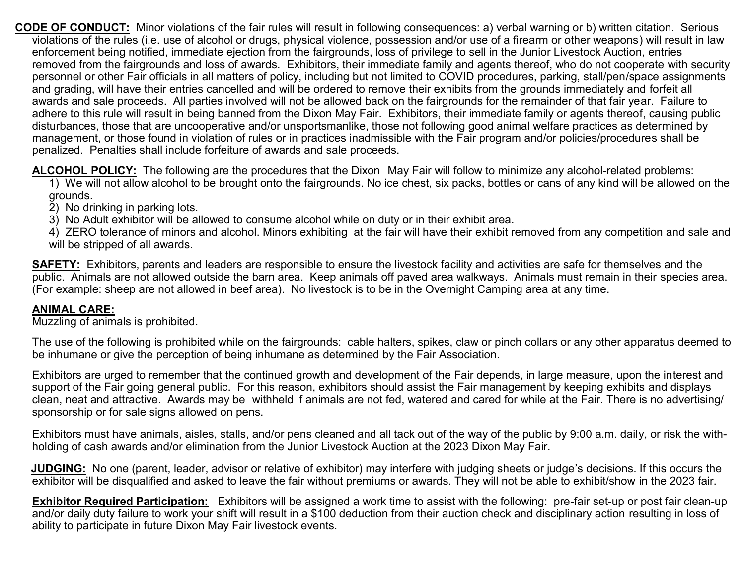**CODE OF CONDUCT:** Minor violations of the fair rules will result in following consequences: a) verbal warning or b) written citation. Serious violations of the rules (i.e. use of alcohol or drugs, physical violence, possession and/or use of a firearm or other weapons) will result in law enforcement being notified, immediate ejection from the fairgrounds, loss of privilege to sell in the Junior Livestock Auction, entries removed from the fairgrounds and loss of awards. Exhibitors, their immediate family and agents thereof, who do not cooperate with security personnel or other Fair officials in all matters of policy, including but not limited to COVID procedures, parking, stall/pen/space assignments and grading, will have their entries cancelled and will be ordered to remove their exhibits from the grounds immediately and forfeit all awards and sale proceeds. All parties involved will not be allowed back on the fairgrounds for the remainder of that fair year. Failure to adhere to this rule will result in being banned from the Dixon May Fair. Exhibitors, their immediate family or agents thereof, causing public disturbances, those that are uncooperative and/or unsportsmanlike, those not following good animal welfare practices as determined by management, or those found in violation of rules or in practices inadmissible with the Fair program and/or policies/procedures shall be penalized. Penalties shall include forfeiture of awards and sale proceeds.

**ALCOHOL POLICY:** The following are the procedures that the Dixon May Fair will follow to minimize any alcohol-related problems:

1) We will not allow alcohol to be brought onto the fairgrounds. No ice chest, six packs, bottles or cans of any kind will be allowed on the grounds.
2) No drinking in parking lots.
3) No Adult exhibitor will be allowed to consume alcohol while on duty or in their exhibit area.
4) ZERO tolerance of minors and alcohol. Minors exhibiting at the fair will have their exhibit removed from any competition and sale and will be stripped of all awards.

**SAFETY:** Exhibitors, parents and leaders are responsible to ensure the livestock facility and activities are safe for themselves and the public. Animals are not allowed outside the barn area. Keep animals off paved area walkways. Animals must remain in their species area. (For example: sheep are not allowed in beef area). No livestock is to be in the Overnight Camping area at any time.

**ANIMAL CARE:**

Muzzling of animals is prohibited.

The use of the following is prohibited while on the fairgrounds: cable halters, spikes, claw or pinch collars or any other apparatus deemed to be inhumane or give the perception of being inhumane as determined by the Fair Association.

Exhibitors are urged to remember that the continued growth and development of the Fair depends, in large measure, upon the interest and support of the Fair going general public. For this reason, exhibitors should assist the Fair management by keeping exhibits and displays clean, neat and attractive. Awards may be withheld if animals are not fed, watered and cared for while at the Fair. There is no advertising/ sponsorship or for sale signs allowed on pens.

Exhibitors must have animals, aisles, stalls, and/or pens cleaned and all tack out of the way of the public by 9:00 a.m. daily, or risk the with-holding of cash awards and/or elimination from the Junior Livestock Auction at the 2023 Dixon May Fair.

**JUDGING:** No one (parent, leader, advisor or relative of exhibitor) may interfere with judging sheets or judge's decisions. If this occurs the exhibitor will be disqualified and asked to leave the fair without premiums or awards. They will not be able to exhibit/show in the 2023 fair.

**Exhibitor Required Participation:** Exhibitors will be assigned a work time to assist with the following: pre-fair set-up or post fair clean-up and/or daily duty failure to work your shift will result in a $100 deduction from their auction check and disciplinary action resulting in loss of ability to participate in future Dixon May Fair livestock events.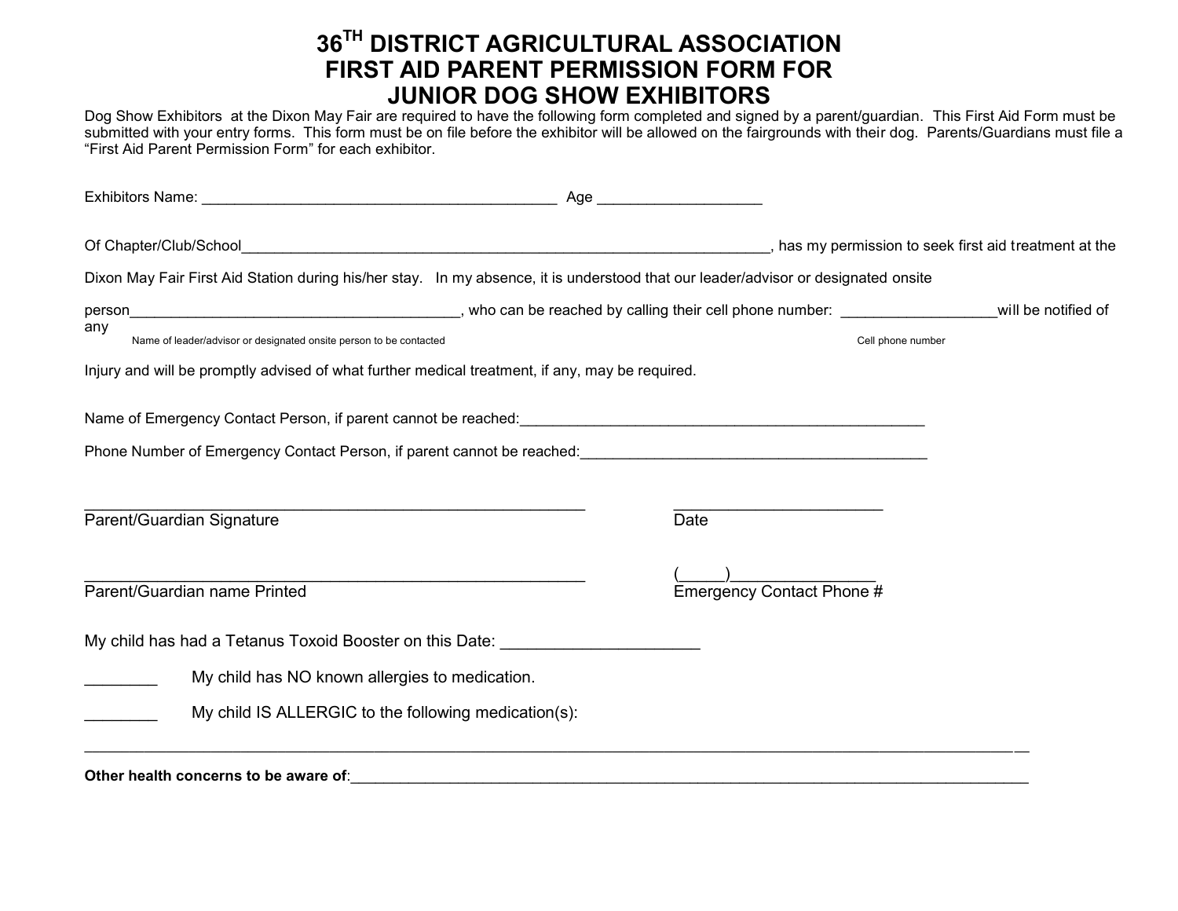# 36TH DISTRICT AGRICULTURAL ASSOCIATION FIRST AID PARENT PERMISSION FORM FOR JUNIOR DOG SHOW EXHIBITORS

Dog Show Exhibitors at the Dixon May Fair are required to have the following form completed and signed by a parent/guardian. This First Aid Form must be submitted with your entry forms. This form must be on file before the exhibitor will be allowed on the fairgrounds with their dog. Parents/Guardians must file a "First Aid Parent Permission Form" for each exhibitor.

Exhibitors Name: ___________________________________________ Age ___________________

Of Chapter/Club/School_________________________________________________________________, has my permission to seek first aid treatment at the Dixon May Fair First Aid Station during his/her stay. In my absence, it is understood that our leader/advisor or designated onsite

person________________________________________, who can be reached by calling their cell phone number: __________________will be notified of any

Name of leader/advisor or designated onsite person to be contacted — Cell phone number

Injury and will be promptly advised of what further medical treatment, if any, may be required.

Name of Emergency Contact Person, if parent cannot be reached:_________________________________________________

Phone Number of Emergency Contact Person, if parent cannot be reached:__________________________________________

_____________________________________________________ _________________________

Parent/Guardian Signature — Date

_____________________________________________________ (_____)________________

Parent/Guardian name Printed — Emergency Contact Phone #

My child has had a Tetanus Toxoid Booster on this Date: _____________________

________ My child has NO known allergies to medication.

________ My child IS ALLERGIC to the following medication(s):

_____________________________________________________________________________________________________________

**Other health concerns to be aware of**:_______________________________________________________________________________